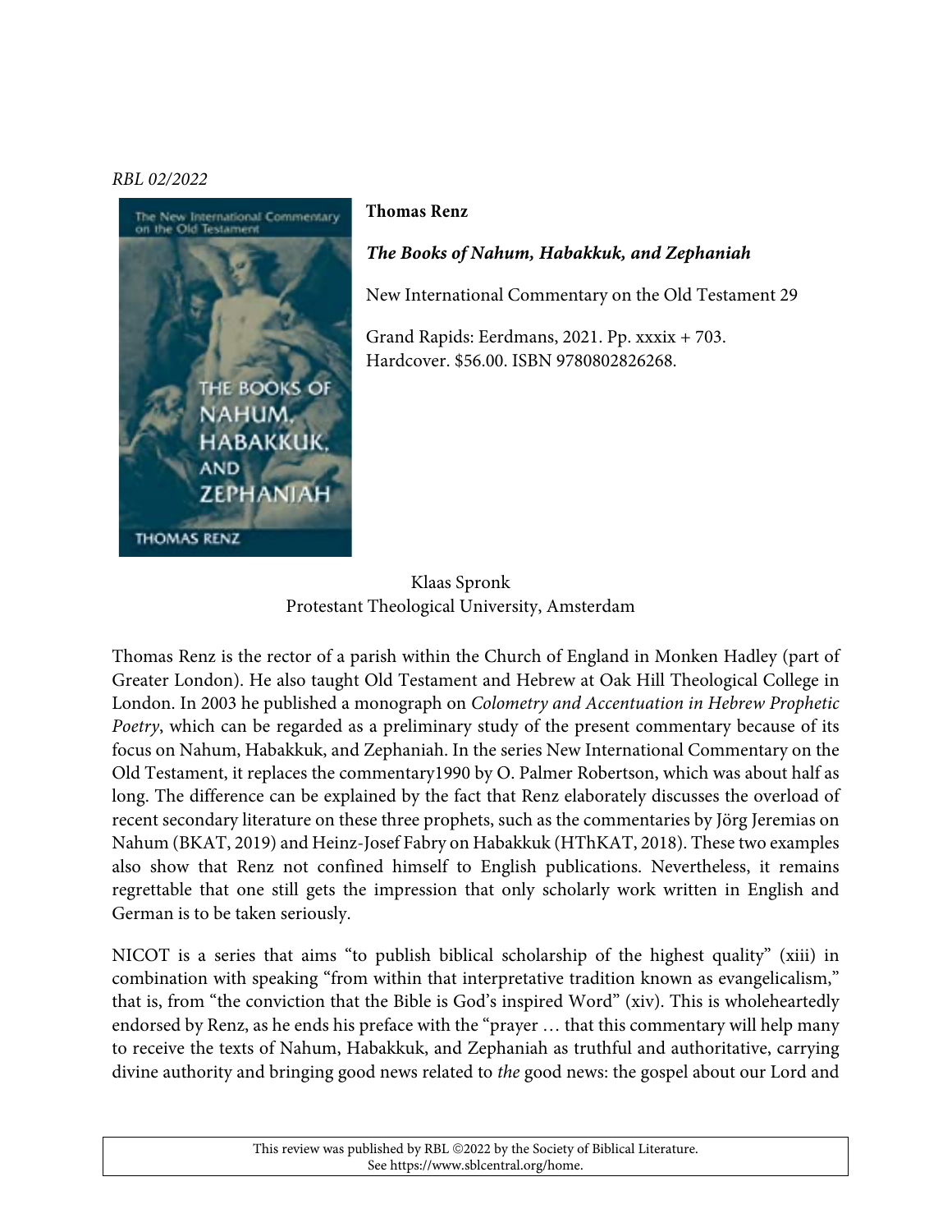*RBL 02/2022*

**Thomas Renz**

***The Books of Nahum, Habakkuk, and Zephaniah***

New International Commentary on the Old Testament 29

Grand Rapids: Eerdmans, 2021. Pp. xxxix + 703. Hardcover. $56.00. ISBN 9780802826268.

Klaas Spronk
Protestant Theological University, Amsterdam

Thomas Renz is the rector of a parish within the Church of England in Monken Hadley (part of Greater London). He also taught Old Testament and Hebrew at Oak Hill Theological College in London. In 2003 he published a monograph on *Colometry and Accentuation in Hebrew Prophetic Poetry*, which can be regarded as a preliminary study of the present commentary because of its focus on Nahum, Habakkuk, and Zephaniah. In the series New International Commentary on the Old Testament, it replaces the commentary1990 by O. Palmer Robertson, which was about half as long. The difference can be explained by the fact that Renz elaborately discusses the overload of recent secondary literature on these three prophets, such as the commentaries by Jörg Jeremias on Nahum (BKAT, 2019) and Heinz-Josef Fabry on Habakkuk (HThKAT, 2018). These two examples also show that Renz not confined himself to English publications. Nevertheless, it remains regrettable that one still gets the impression that only scholarly work written in English and German is to be taken seriously.

NICOT is a series that aims "to publish biblical scholarship of the highest quality" (xiii) in combination with speaking "from within that interpretative tradition known as evangelicalism," that is, from "the conviction that the Bible is God's inspired Word" (xiv). This is wholeheartedly endorsed by Renz, as he ends his preface with the "prayer … that this commentary will help many to receive the texts of Nahum, Habakkuk, and Zephaniah as truthful and authoritative, carrying divine authority and bringing good news related to *the* good news: the gospel about our Lord and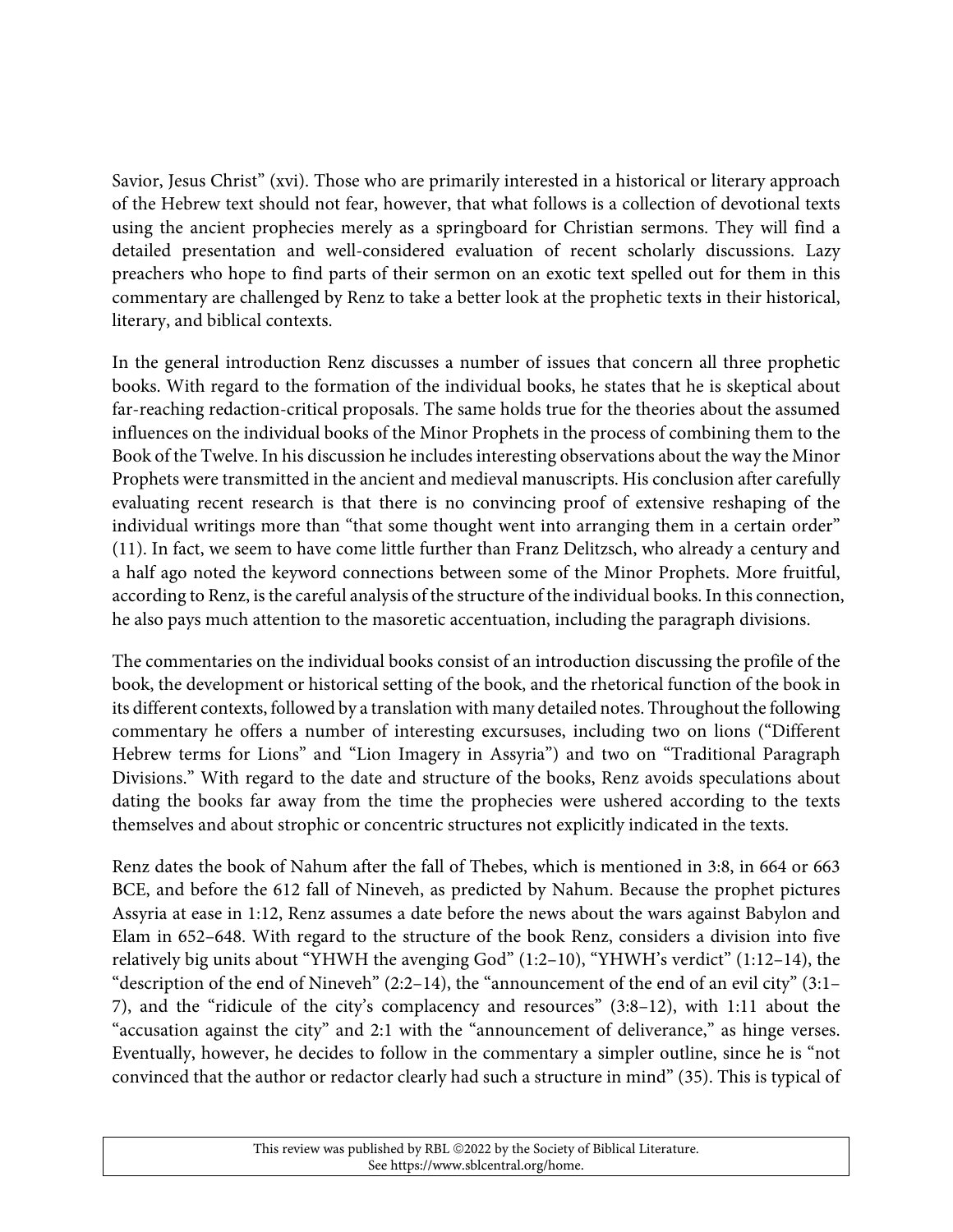Savior, Jesus Christ" (xvi). Those who are primarily interested in a historical or literary approach of the Hebrew text should not fear, however, that what follows is a collection of devotional texts using the ancient prophecies merely as a springboard for Christian sermons. They will find a detailed presentation and well-considered evaluation of recent scholarly discussions. Lazy preachers who hope to find parts of their sermon on an exotic text spelled out for them in this commentary are challenged by Renz to take a better look at the prophetic texts in their historical, literary, and biblical contexts.

In the general introduction Renz discusses a number of issues that concern all three prophetic books. With regard to the formation of the individual books, he states that he is skeptical about far-reaching redaction-critical proposals. The same holds true for the theories about the assumed influences on the individual books of the Minor Prophets in the process of combining them to the Book of the Twelve. In his discussion he includes interesting observations about the way the Minor Prophets were transmitted in the ancient and medieval manuscripts. His conclusion after carefully evaluating recent research is that there is no convincing proof of extensive reshaping of the individual writings more than "that some thought went into arranging them in a certain order" (11). In fact, we seem to have come little further than Franz Delitzsch, who already a century and a half ago noted the keyword connections between some of the Minor Prophets. More fruitful, according to Renz, is the careful analysis of the structure of the individual books. In this connection, he also pays much attention to the masoretic accentuation, including the paragraph divisions.

The commentaries on the individual books consist of an introduction discussing the profile of the book, the development or historical setting of the book, and the rhetorical function of the book in its different contexts, followed by a translation with many detailed notes. Throughout the following commentary he offers a number of interesting excursuses, including two on lions ("Different Hebrew terms for Lions" and "Lion Imagery in Assyria") and two on "Traditional Paragraph Divisions." With regard to the date and structure of the books, Renz avoids speculations about dating the books far away from the time the prophecies were ushered according to the texts themselves and about strophic or concentric structures not explicitly indicated in the texts.

Renz dates the book of Nahum after the fall of Thebes, which is mentioned in 3:8, in 664 or 663 BCE, and before the 612 fall of Nineveh, as predicted by Nahum. Because the prophet pictures Assyria at ease in 1:12, Renz assumes a date before the news about the wars against Babylon and Elam in 652–648. With regard to the structure of the book Renz, considers a division into five relatively big units about "YHWH the avenging God" (1:2–10), "YHWH's verdict" (1:12–14), the "description of the end of Nineveh" (2:2–14), the "announcement of the end of an evil city" (3:1–7), and the "ridicule of the city's complacency and resources" (3:8–12), with 1:11 about the "accusation against the city" and 2:1 with the "announcement of deliverance," as hinge verses. Eventually, however, he decides to follow in the commentary a simpler outline, since he is "not convinced that the author or redactor clearly had such a structure in mind" (35). This is typical of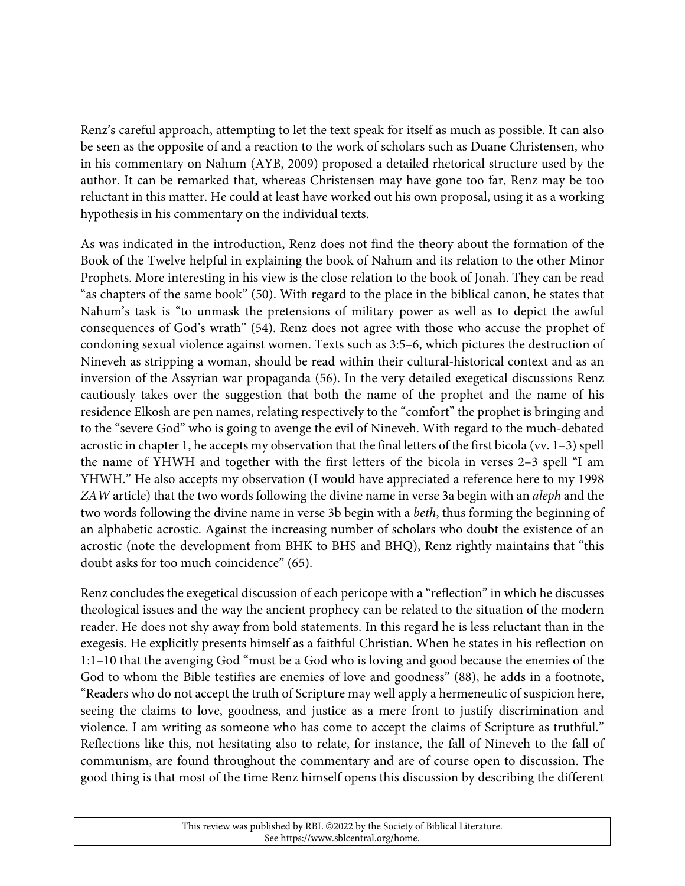Renz's careful approach, attempting to let the text speak for itself as much as possible. It can also be seen as the opposite of and a reaction to the work of scholars such as Duane Christensen, who in his commentary on Nahum (AYB, 2009) proposed a detailed rhetorical structure used by the author. It can be remarked that, whereas Christensen may have gone too far, Renz may be too reluctant in this matter. He could at least have worked out his own proposal, using it as a working hypothesis in his commentary on the individual texts.

As was indicated in the introduction, Renz does not find the theory about the formation of the Book of the Twelve helpful in explaining the book of Nahum and its relation to the other Minor Prophets. More interesting in his view is the close relation to the book of Jonah. They can be read "as chapters of the same book" (50). With regard to the place in the biblical canon, he states that Nahum's task is "to unmask the pretensions of military power as well as to depict the awful consequences of God's wrath" (54). Renz does not agree with those who accuse the prophet of condoning sexual violence against women. Texts such as 3:5–6, which pictures the destruction of Nineveh as stripping a woman, should be read within their cultural-historical context and as an inversion of the Assyrian war propaganda (56). In the very detailed exegetical discussions Renz cautiously takes over the suggestion that both the name of the prophet and the name of his residence Elkosh are pen names, relating respectively to the "comfort" the prophet is bringing and to the "severe God" who is going to avenge the evil of Nineveh. With regard to the much-debated acrostic in chapter 1, he accepts my observation that the final letters of the first bicola (vv. 1–3) spell the name of YHWH and together with the first letters of the bicola in verses 2–3 spell "I am YHWH." He also accepts my observation (I would have appreciated a reference here to my 1998 *ZAW* article) that the two words following the divine name in verse 3a begin with an *aleph* and the two words following the divine name in verse 3b begin with a *beth*, thus forming the beginning of an alphabetic acrostic. Against the increasing number of scholars who doubt the existence of an acrostic (note the development from BHK to BHS and BHQ), Renz rightly maintains that "this doubt asks for too much coincidence" (65).

Renz concludes the exegetical discussion of each pericope with a "reflection" in which he discusses theological issues and the way the ancient prophecy can be related to the situation of the modern reader. He does not shy away from bold statements. In this regard he is less reluctant than in the exegesis. He explicitly presents himself as a faithful Christian. When he states in his reflection on 1:1–10 that the avenging God "must be a God who is loving and good because the enemies of the God to whom the Bible testifies are enemies of love and goodness" (88), he adds in a footnote, "Readers who do not accept the truth of Scripture may well apply a hermeneutic of suspicion here, seeing the claims to love, goodness, and justice as a mere front to justify discrimination and violence. I am writing as someone who has come to accept the claims of Scripture as truthful." Reflections like this, not hesitating also to relate, for instance, the fall of Nineveh to the fall of communism, are found throughout the commentary and are of course open to discussion. The good thing is that most of the time Renz himself opens this discussion by describing the different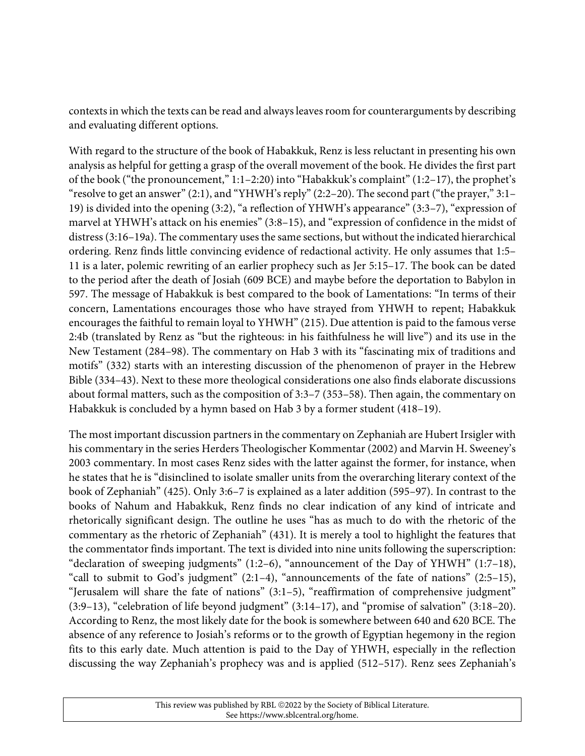contexts in which the texts can be read and always leaves room for counterarguments by describing and evaluating different options.

With regard to the structure of the book of Habakkuk, Renz is less reluctant in presenting his own analysis as helpful for getting a grasp of the overall movement of the book. He divides the first part of the book ("the pronouncement," 1:1–2:20) into "Habakkuk's complaint" (1:2–17), the prophet's "resolve to get an answer" (2:1), and "YHWH's reply" (2:2–20). The second part ("the prayer," 3:1–19) is divided into the opening (3:2), "a reflection of YHWH's appearance" (3:3–7), "expression of marvel at YHWH's attack on his enemies" (3:8–15), and "expression of confidence in the midst of distress (3:16–19a). The commentary uses the same sections, but without the indicated hierarchical ordering. Renz finds little convincing evidence of redactional activity. He only assumes that 1:5–11 is a later, polemic rewriting of an earlier prophecy such as Jer 5:15–17. The book can be dated to the period after the death of Josiah (609 BCE) and maybe before the deportation to Babylon in 597. The message of Habakkuk is best compared to the book of Lamentations: "In terms of their concern, Lamentations encourages those who have strayed from YHWH to repent; Habakkuk encourages the faithful to remain loyal to YHWH" (215). Due attention is paid to the famous verse 2:4b (translated by Renz as "but the righteous: in his faithfulness he will live") and its use in the New Testament (284–98). The commentary on Hab 3 with its "fascinating mix of traditions and motifs" (332) starts with an interesting discussion of the phenomenon of prayer in the Hebrew Bible (334–43). Next to these more theological considerations one also finds elaborate discussions about formal matters, such as the composition of 3:3–7 (353–58). Then again, the commentary on Habakkuk is concluded by a hymn based on Hab 3 by a former student (418–19).

The most important discussion partners in the commentary on Zephaniah are Hubert Irsigler with his commentary in the series Herders Theologischer Kommentar (2002) and Marvin H. Sweeney's 2003 commentary. In most cases Renz sides with the latter against the former, for instance, when he states that he is "disinclined to isolate smaller units from the overarching literary context of the book of Zephaniah" (425). Only 3:6–7 is explained as a later addition (595–97). In contrast to the books of Nahum and Habakkuk, Renz finds no clear indication of any kind of intricate and rhetorically significant design. The outline he uses "has as much to do with the rhetoric of the commentary as the rhetoric of Zephaniah" (431). It is merely a tool to highlight the features that the commentator finds important. The text is divided into nine units following the superscription: "declaration of sweeping judgments" (1:2–6), "announcement of the Day of YHWH" (1:7–18), "call to submit to God's judgment" (2:1–4), "announcements of the fate of nations" (2:5–15), "Jerusalem will share the fate of nations" (3:1–5), "reaffirmation of comprehensive judgment" (3:9–13), "celebration of life beyond judgment" (3:14–17), and "promise of salvation" (3:18–20). According to Renz, the most likely date for the book is somewhere between 640 and 620 BCE. The absence of any reference to Josiah's reforms or to the growth of Egyptian hegemony in the region fits to this early date. Much attention is paid to the Day of YHWH, especially in the reflection discussing the way Zephaniah's prophecy was and is applied (512–517). Renz sees Zephaniah's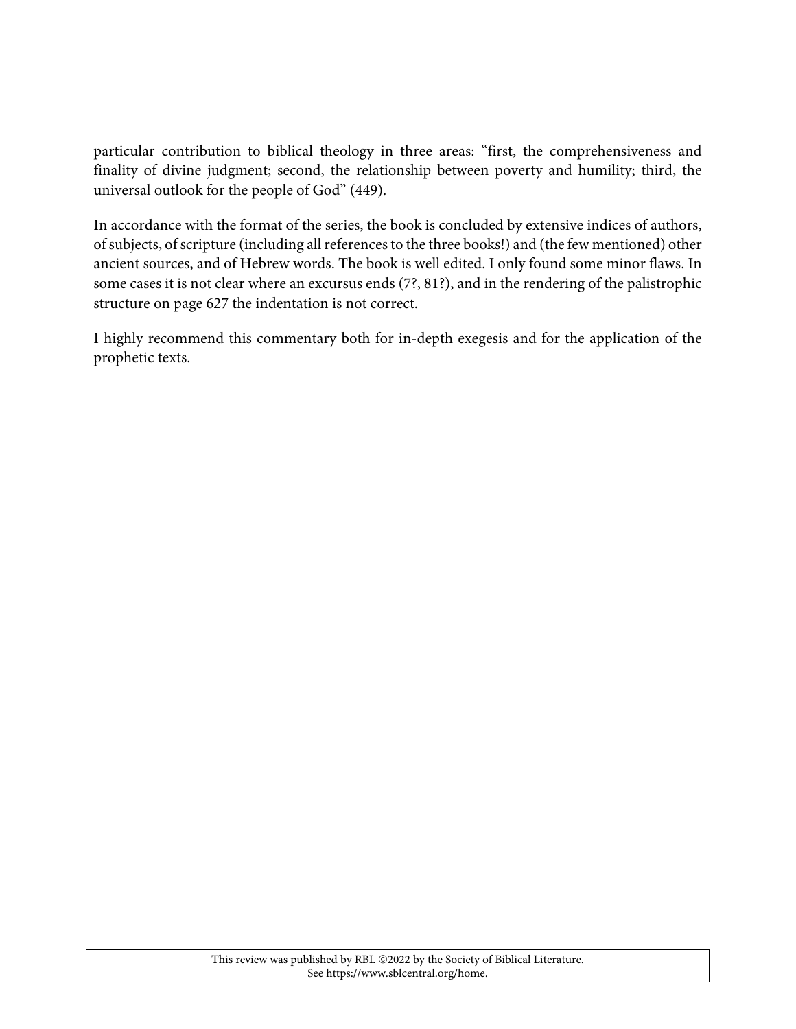particular contribution to biblical theology in three areas: "first, the comprehensiveness and finality of divine judgment; second, the relationship between poverty and humility; third, the universal outlook for the people of God" (449).

In accordance with the format of the series, the book is concluded by extensive indices of authors, of subjects, of scripture (including all references to the three books!) and (the few mentioned) other ancient sources, and of Hebrew words. The book is well edited. I only found some minor flaws. In some cases it is not clear where an excursus ends (7?, 81?), and in the rendering of the palistrophic structure on page 627 the indentation is not correct.

I highly recommend this commentary both for in-depth exegesis and for the application of the prophetic texts.

This review was published by RBL ©2022 by the Society of Biblical Literature.
See https://www.sblcentral.org/home.